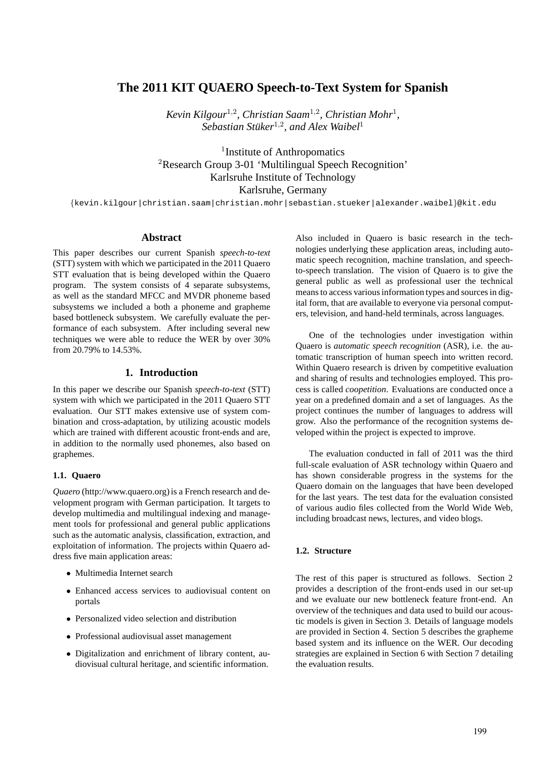# The 2011 KIT QUAERO Speech-to-Text System for Spanish

*Kevin Kilgour*[1,2], *Christian Saam*[1,2], *Christian Mohr*[1], *Sebastian Stüker*[1,2], *and Alex Waibel*[1]

[1]Institute of Anthropomatics
[2]Research Group 3-01 'Multilingual Speech Recognition'
Karlsruhe Institute of Technology
Karlsruhe, Germany

{kevin.kilgour|christian.saam|christian.mohr|sebastian.stueker|alexander.waibel}@kit.edu

## Abstract

This paper describes our current Spanish *speech-to-text* (STT) system with which we participated in the 2011 Quaero STT evaluation that is being developed within the Quaero program. The system consists of 4 separate subsystems, as well as the standard MFCC and MVDR phoneme based subsystems we included a both a phoneme and grapheme based bottleneck subsystem. We carefully evaluate the performance of each subsystem. After including several new techniques we were able to reduce the WER by over 30% from 20.79% to 14.53%.

## 1. Introduction

In this paper we describe our Spanish *speech-to-text* (STT) system with which we participated in the 2011 Quaero STT evaluation. Our STT makes extensive use of system combination and cross-adaptation, by utilizing acoustic models which are trained with different acoustic front-ends and are, in addition to the normally used phonemes, also based on graphemes.

### 1.1. Quaero

*Quaero* (http://www.quaero.org) is a French research and development program with German participation. It targets to develop multimedia and multilingual indexing and management tools for professional and general public applications such as the automatic analysis, classification, extraction, and exploitation of information. The projects within Quaero address five main application areas:

- Multimedia Internet search
- Enhanced access services to audiovisual content on portals
- Personalized video selection and distribution
- Professional audiovisual asset management
- Digitalization and enrichment of library content, audiovisual cultural heritage, and scientific information.

Also included in Quaero is basic research in the technologies underlying these application areas, including automatic speech recognition, machine translation, and speech-to-speech translation. The vision of Quaero is to give the general public as well as professional user the technical means to access various information types and sources in digital form, that are available to everyone via personal computers, television, and hand-held terminals, across languages.

One of the technologies under investigation within Quaero is *automatic speech recognition* (ASR), i.e. the automatic transcription of human speech into written record. Within Quaero research is driven by competitive evaluation and sharing of results and technologies employed. This process is called *coopetition*. Evaluations are conducted once a year on a predefined domain and a set of languages. As the project continues the number of languages to address will grow. Also the performance of the recognition systems developed within the project is expected to improve.

The evaluation conducted in fall of 2011 was the third full-scale evaluation of ASR technology within Quaero and has shown considerable progress in the systems for the Quaero domain on the languages that have been developed for the last years. The test data for the evaluation consisted of various audio files collected from the World Wide Web, including broadcast news, lectures, and video blogs.

### 1.2. Structure

The rest of this paper is structured as follows. Section 2 provides a description of the front-ends used in our set-up and we evaluate our new bottleneck feature front-end. An overview of the techniques and data used to build our acoustic models is given in Section 3. Details of language models are provided in Section 4. Section 5 describes the grapheme based system and its influence on the WER. Our decoding strategies are explained in Section 6 with Section 7 detailing the evaluation results.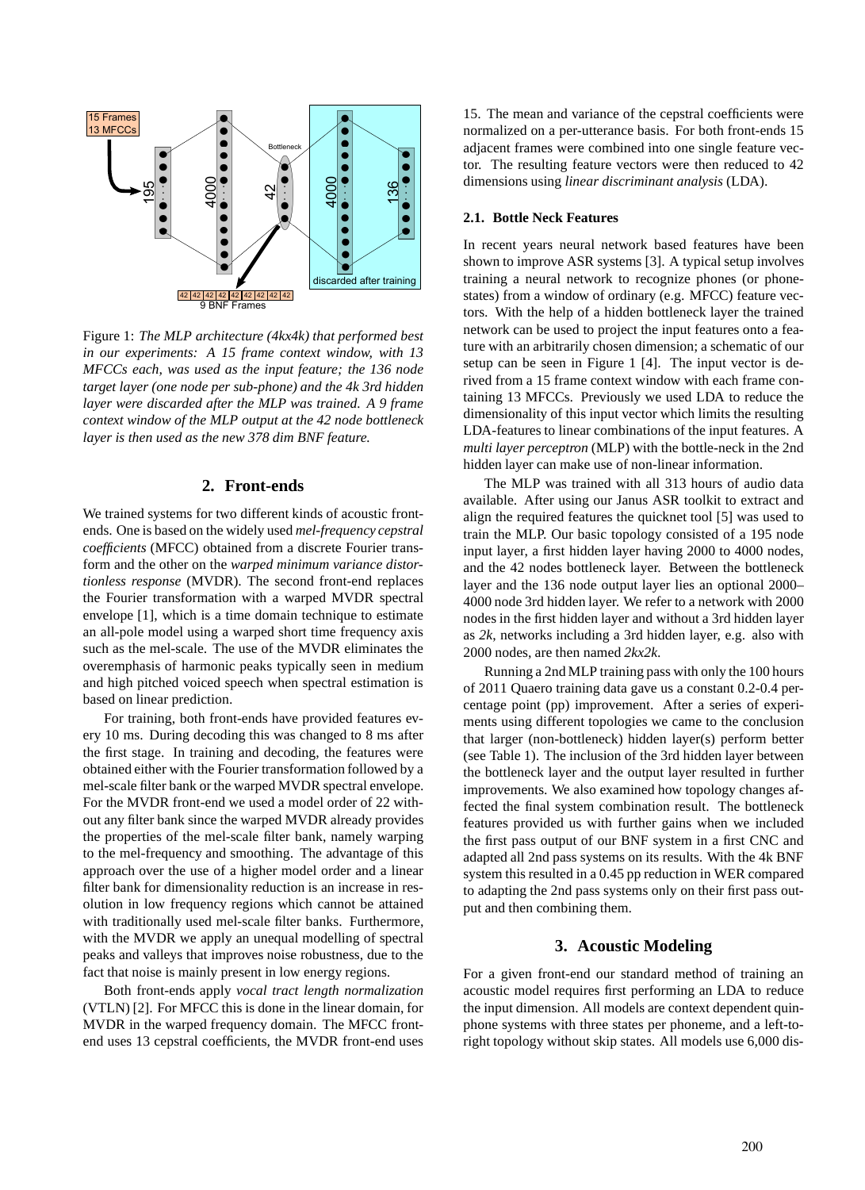Figure 1: *The MLP architecture (4kx4k) that performed best in our experiments: A 15 frame context window, with 13 MFCCs each, was used as the input feature; the 136 node target layer (one node per sub-phone) and the 4k 3rd hidden layer were discarded after the MLP was trained. A 9 frame context window of the MLP output at the 42 node bottleneck layer is then used as the new 378 dim BNF feature.*

## 2. Front-ends

We trained systems for two different kinds of acoustic front-ends. One is based on the widely used *mel-frequency cepstral coefficients* (MFCC) obtained from a discrete Fourier transform and the other on the *warped minimum variance distortionless response* (MVDR). The second front-end replaces the Fourier transformation with a warped MVDR spectral envelope [1], which is a time domain technique to estimate an all-pole model using a warped short time frequency axis such as the mel-scale. The use of the MVDR eliminates the overemphasis of harmonic peaks typically seen in medium and high pitched voiced speech when spectral estimation is based on linear prediction.

For training, both front-ends have provided features every 10 ms. During decoding this was changed to 8 ms after the first stage. In training and decoding, the features were obtained either with the Fourier transformation followed by a mel-scale filter bank or the warped MVDR spectral envelope. For the MVDR front-end we used a model order of 22 without any filter bank since the warped MVDR already provides the properties of the mel-scale filter bank, namely warping to the mel-frequency and smoothing. The advantage of this approach over the use of a higher model order and a linear filter bank for dimensionality reduction is an increase in resolution in low frequency regions which cannot be attained with traditionally used mel-scale filter banks. Furthermore, with the MVDR we apply an unequal modelling of spectral peaks and valleys that improves noise robustness, due to the fact that noise is mainly present in low energy regions.

Both front-ends apply *vocal tract length normalization* (VTLN) [2]. For MFCC this is done in the linear domain, for MVDR in the warped frequency domain. The MFCC front-end uses 13 cepstral coefficients, the MVDR front-end uses 15. The mean and variance of the cepstral coefficients were normalized on a per-utterance basis. For both front-ends 15 adjacent frames were combined into one single feature vector. The resulting feature vectors were then reduced to 42 dimensions using *linear discriminant analysis* (LDA).

### 2.1. Bottle Neck Features

In recent years neural network based features have been shown to improve ASR systems [3]. A typical setup involves training a neural network to recognize phones (or phone-states) from a window of ordinary (e.g. MFCC) feature vectors. With the help of a hidden bottleneck layer the trained network can be used to project the input features onto a feature with an arbitrarily chosen dimension; a schematic of our setup can be seen in Figure 1 [4]. The input vector is derived from a 15 frame context window with each frame containing 13 MFCCs. Previously we used LDA to reduce the dimensionality of this input vector which limits the resulting LDA-features to linear combinations of the input features. A *multi layer perceptron* (MLP) with the bottle-neck in the 2nd hidden layer can make use of non-linear information.

The MLP was trained with all 313 hours of audio data available. After using our Janus ASR toolkit to extract and align the required features the quicknet tool [5] was used to train the MLP. Our basic topology consisted of a 195 node input layer, a first hidden layer having 2000 to 4000 nodes, and the 42 nodes bottleneck layer. Between the bottleneck layer and the 136 node output layer lies an optional 2000–4000 node 3rd hidden layer. We refer to a network with 2000 nodes in the first hidden layer and without a 3rd hidden layer as *2k*, networks including a 3rd hidden layer, e.g. also with 2000 nodes, are then named *2kx2k*.

Running a 2nd MLP training pass with only the 100 hours of 2011 Quaero training data gave us a constant 0.2-0.4 percentage point (pp) improvement. After a series of experiments using different topologies we came to the conclusion that larger (non-bottleneck) hidden layer(s) perform better (see Table 1). The inclusion of the 3rd hidden layer between the bottleneck layer and the output layer resulted in further improvements. We also examined how topology changes affected the final system combination result. The bottleneck features provided us with further gains when we included the first pass output of our BNF system in a first CNC and adapted all 2nd pass systems on its results. With the 4k BNF system this resulted in a 0.45 pp reduction in WER compared to adapting the 2nd pass systems only on their first pass output and then combining them.

## 3. Acoustic Modeling

For a given front-end our standard method of training an acoustic model requires first performing an LDA to reduce the input dimension. All models are context dependent quinphone systems with three states per phoneme, and a left-to-right topology without skip states. All models use 6,000 dis-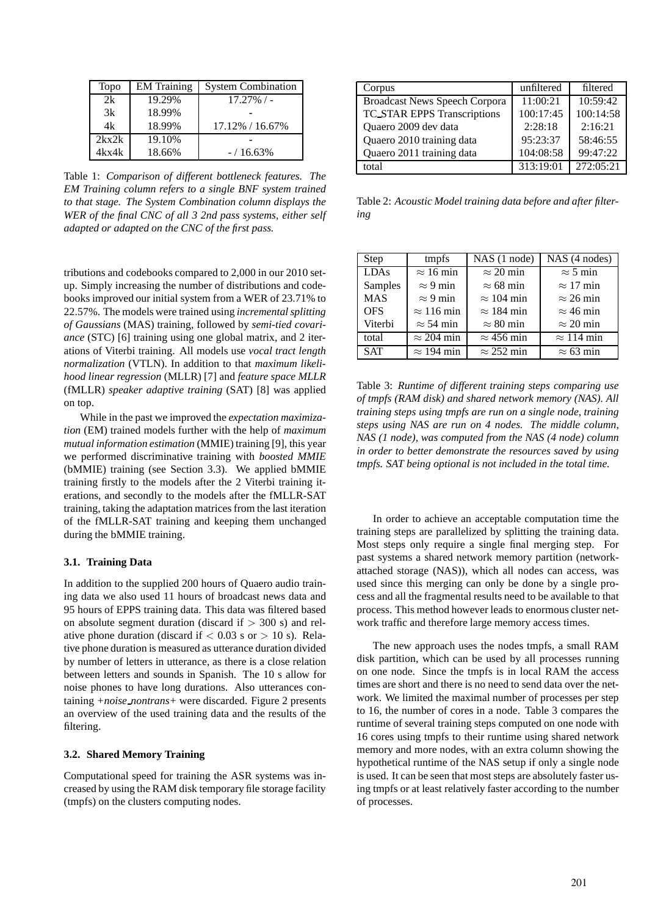| Topo | EM Training | System Combination |
|---|---|---|
| 2k | 19.29% | 17.27% / - |
| 3k | 18.99% | - |
| 4k | 18.99% | 17.12% / 16.67% |
| 2kx2k | 19.10% | - |
| 4kx4k | 18.66% | - / 16.63% |

Table 1: *Comparison of different bottleneck features. The EM Training column refers to a single BNF system trained to that stage. The System Combination column displays the WER of the final CNC of all 3 2nd pass systems, either self adapted or adapted on the CNC of the first pass.*

tributions and codebooks compared to 2,000 in our 2010 setup. Simply increasing the number of distributions and codebooks improved our initial system from a WER of 23.71% to 22.57%. The models were trained using *incremental splitting of Gaussians* (MAS) training, followed by *semi-tied covariance* (STC) [6] training using one global matrix, and 2 iterations of Viterbi training. All models use *vocal tract length normalization* (VTLN). In addition to that *maximum likelihood linear regression* (MLLR) [7] and *feature space MLLR* (fMLLR) *speaker adaptive training* (SAT) [8] was applied on top.

While in the past we improved the *expectation maximization* (EM) trained models further with the help of *maximum mutual information estimation* (MMIE) training [9], this year we performed discriminative training with *boosted MMIE* (bMMIE) training (see Section 3.3). We applied bMMIE training firstly to the models after the 2 Viterbi training iterations, and secondly to the models after the fMLLR-SAT training, taking the adaptation matrices from the last iteration of the fMLLR-SAT training and keeping them unchanged during the bMMIE training.

### 3.1. Training Data

In addition to the supplied 200 hours of Quaero audio training data we also used 11 hours of broadcast news data and 95 hours of EPPS training data. This data was filtered based on absolute segment duration (discard if $> 300$ s) and relative phone duration (discard if $< 0.03$ s or $> 10$ s). Relative phone duration is measured as utterance duration divided by number of letters in utterance, as there is a close relation between letters and sounds in Spanish. The 10 s allow for noise phones to have long durations. Also utterances containing *+noise_nontrans+* were discarded. Figure 2 presents an overview of the used training data and the results of the filtering.

### 3.2. Shared Memory Training

Computational speed for training the ASR systems was increased by using the RAM disk temporary file storage facility (tmpfs) on the clusters computing nodes.

| Corpus | unfiltered | filtered |
|---|---|---|
| Broadcast News Speech Corpora | 11:00:21 | 10:59:42 |
| TC_STAR EPPS Transcriptions | 100:17:45 | 100:14:58 |
| Quaero 2009 dev data | 2:28:18 | 2:16:21 |
| Quaero 2010 training data | 95:23:37 | 58:46:55 |
| Quaero 2011 training data | 104:08:58 | 99:47:22 |
| total | 313:19:01 | 272:05:21 |

Table 2: *Acoustic Model training data before and after filtering*

| Step | tmpfs | NAS (1 node) | NAS (4 nodes) |
|---|---|---|---|
| LDAs | $\approx 16$ min | $\approx 20$ min | $\approx 5$ min |
| Samples | $\approx 9$ min | $\approx 68$ min | $\approx 17$ min |
| MAS | $\approx 9$ min | $\approx 104$ min | $\approx 26$ min |
| OFS | $\approx 116$ min | $\approx 184$ min | $\approx 46$ min |
| Viterbi | $\approx 54$ min | $\approx 80$ min | $\approx 20$ min |
| total | $\approx 204$ min | $\approx 456$ min | $\approx 114$ min |
| SAT | $\approx 194$ min | $\approx 252$ min | $\approx 63$ min |

Table 3: *Runtime of different training steps comparing use of tmpfs (RAM disk) and shared network memory (NAS). All training steps using tmpfs are run on a single node, training steps using NAS are run on 4 nodes. The middle column, NAS (1 node), was computed from the NAS (4 node) column in order to better demonstrate the resources saved by using tmpfs. SAT being optional is not included in the total time.*

In order to achieve an acceptable computation time the training steps are parallelized by splitting the training data. Most steps only require a single final merging step. For past systems a shared network memory partition (network-attached storage (NAS)), which all nodes can access, was used since this merging can only be done by a single process and all the fragmental results need to be available to that process. This method however leads to enormous cluster network traffic and therefore large memory access times.

The new approach uses the nodes tmpfs, a small RAM disk partition, which can be used by all processes running on one node. Since the tmpfs is in local RAM the access times are short and there is no need to send data over the network. We limited the maximal number of processes per step to 16, the number of cores in a node. Table 3 compares the runtime of several training steps computed on one node with 16 cores using tmpfs to their runtime using shared network memory and more nodes, with an extra column showing the hypothetical runtime of the NAS setup if only a single node is used. It can be seen that most steps are absolutely faster using tmpfs or at least relatively faster according to the number of processes.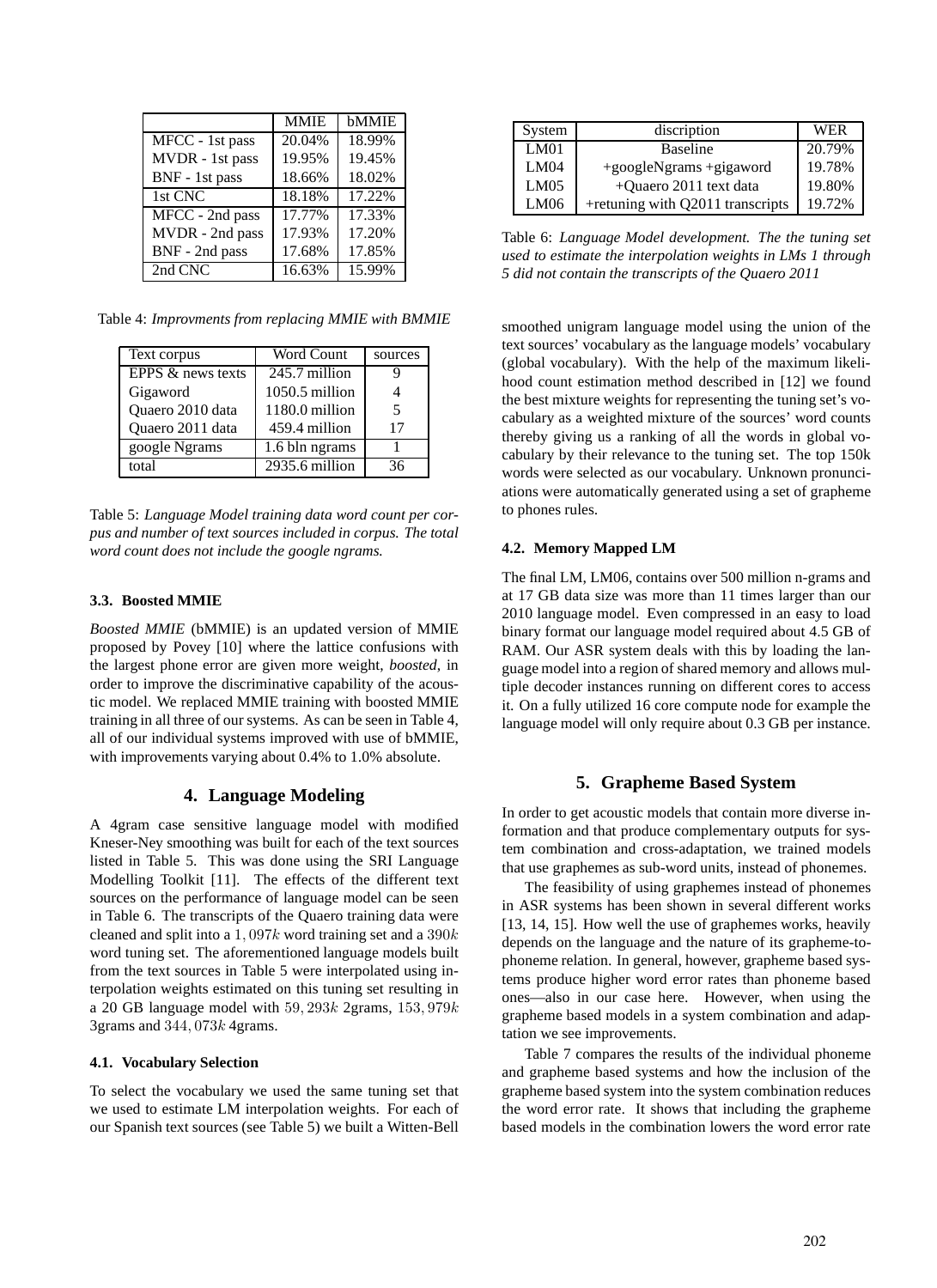|  | MMIE | bMMIE |
|---|---|---|
| MFCC - 1st pass | 20.04% | 18.99% |
| MVDR - 1st pass | 19.95% | 19.45% |
| BNF - 1st pass | 18.66% | 18.02% |
| 1st CNC | 18.18% | 17.22% |
| MFCC - 2nd pass | 17.77% | 17.33% |
| MVDR - 2nd pass | 17.93% | 17.20% |
| BNF - 2nd pass | 17.68% | 17.85% |
| 2nd CNC | 16.63% | 15.99% |

Table 4: *Improvments from replacing MMIE with BMMIE*

| Text corpus | Word Count | sources |
|---|---|---|
| EPPS & news texts | 245.7 million | 9 |
| Gigaword | 1050.5 million | 4 |
| Quaero 2010 data | 1180.0 million | 5 |
| Quaero 2011 data | 459.4 million | 17 |
| google Ngrams | 1.6 bln ngrams | 1 |
| total | 2935.6 million | 36 |

Table 5: *Language Model training data word count per corpus and number of text sources included in corpus. The total word count does not include the google ngrams.*

### 3.3. Boosted MMIE

*Boosted MMIE* (bMMIE) is an updated version of MMIE proposed by Povey [10] where the lattice confusions with the largest phone error are given more weight, *boosted*, in order to improve the discriminative capability of the acoustic model. We replaced MMIE training with boosted MMIE training in all three of our systems. As can be seen in Table 4, all of our individual systems improved with use of bMMIE, with improvements varying about 0.4% to 1.0% absolute.

## 4. Language Modeling

A 4gram case sensitive language model with modified Kneser-Ney smoothing was built for each of the text sources listed in Table 5. This was done using the SRI Language Modelling Toolkit [11]. The effects of the different text sources on the performance of language model can be seen in Table 6. The transcripts of the Quaero training data were cleaned and split into a $1,097k$ word training set and a $390k$ word tuning set. The aforementioned language models built from the text sources in Table 5 were interpolated using interpolation weights estimated on this tuning set resulting in a 20 GB language model with $59,293k$ 2grams, $153,979k$ 3grams and $344,073k$ 4grams.

### 4.1. Vocabulary Selection

To select the vocabulary we used the same tuning set that we used to estimate LM interpolation weights. For each of our Spanish text sources (see Table 5) we built a Witten-Bell smoothed unigram language model using the union of the text sources' vocabulary as the language models' vocabulary (global vocabulary). With the help of the maximum likelihood count estimation method described in [12] we found the best mixture weights for representing the tuning set's vocabulary as a weighted mixture of the sources' word counts thereby giving us a ranking of all the words in global vocabulary by their relevance to the tuning set. The top 150k words were selected as our vocabulary. Unknown pronunciations were automatically generated using a set of grapheme to phones rules.

| System | discription | WER |
|---|---|---|
| LM01 | Baseline | 20.79% |
| LM04 | +googleNgrams +gigaword | 19.78% |
| LM05 | +Quaero 2011 text data | 19.80% |
| LM06 | +retuning with Q2011 transcripts | 19.72% |

Table 6: *Language Model development. The the tuning set used to estimate the interpolation weights in LMs 1 through 5 did not contain the transcripts of the Quaero 2011*

### 4.2. Memory Mapped LM

The final LM, LM06, contains over 500 million n-grams and at 17 GB data size was more than 11 times larger than our 2010 language model. Even compressed in an easy to load binary format our language model required about 4.5 GB of RAM. Our ASR system deals with this by loading the language model into a region of shared memory and allows multiple decoder instances running on different cores to access it. On a fully utilized 16 core compute node for example the language model will only require about 0.3 GB per instance.

## 5. Grapheme Based System

In order to get acoustic models that contain more diverse information and that produce complementary outputs for system combination and cross-adaptation, we trained models that use graphemes as sub-word units, instead of phonemes.

The feasibility of using graphemes instead of phonemes in ASR systems has been shown in several different works [13, 14, 15]. How well the use of graphemes works, heavily depends on the language and the nature of its grapheme-to-phoneme relation. In general, however, grapheme based systems produce higher word error rates than phoneme based ones—also in our case here. However, when using the grapheme based models in a system combination and adaptation we see improvements.

Table 7 compares the results of the individual phoneme and grapheme based systems and how the inclusion of the grapheme based system into the system combination reduces the word error rate. It shows that including the grapheme based models in the combination lowers the word error rate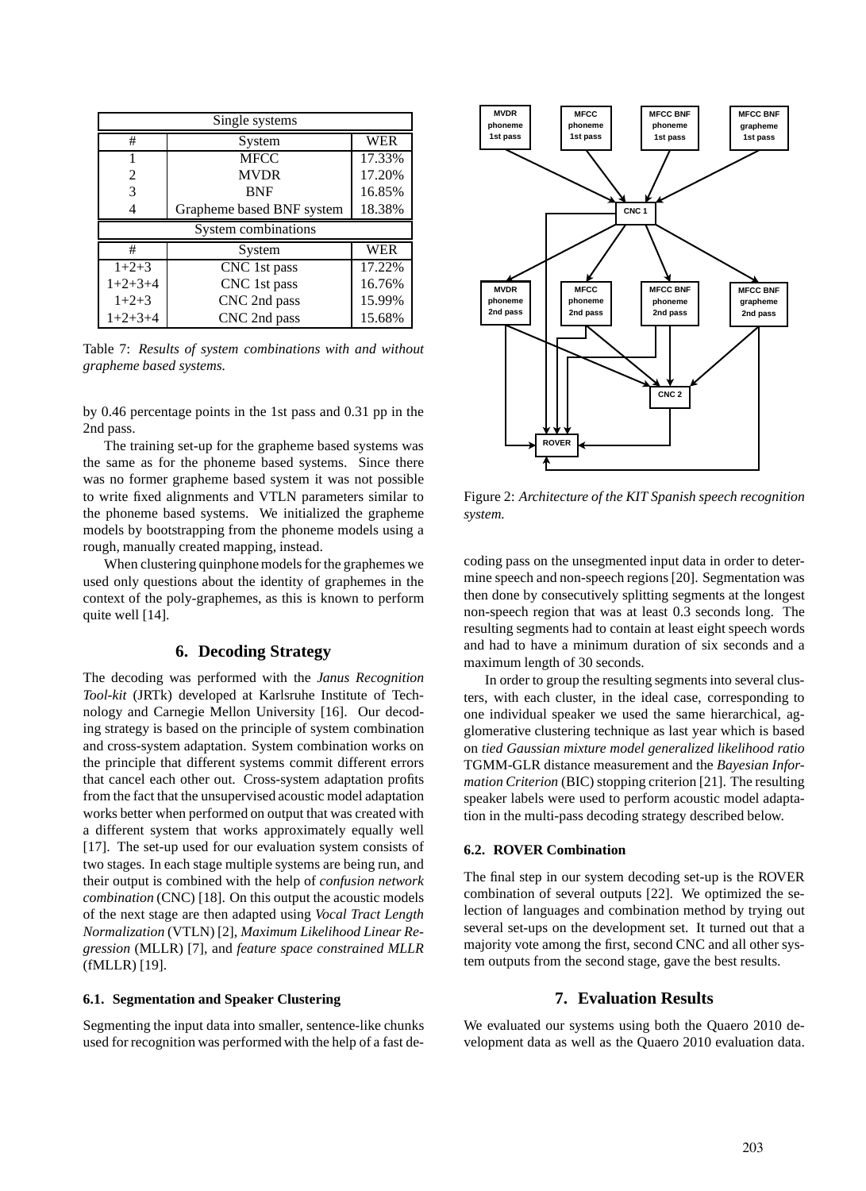| Single systems | | |
|---|---|---|
| # | System | WER |
| 1 | MFCC | 17.33% |
| 2 | MVDR | 17.20% |
| 3 | BNF | 16.85% |
| 4 | Grapheme based BNF system | 18.38% |
| System combinations | | |
| # | System | WER |
| 1+2+3 | CNC 1st pass | 17.22% |
| 1+2+3+4 | CNC 1st pass | 16.76% |
| 1+2+3 | CNC 2nd pass | 15.99% |
| 1+2+3+4 | CNC 2nd pass | 15.68% |

Table 7: *Results of system combinations with and without grapheme based systems.*

by 0.46 percentage points in the 1st pass and 0.31 pp in the 2nd pass.

The training set-up for the grapheme based systems was the same as for the phoneme based systems. Since there was no former grapheme based system it was not possible to write fixed alignments and VTLN parameters similar to the phoneme based systems. We initialized the grapheme models by bootstrapping from the phoneme models using a rough, manually created mapping, instead.

When clustering quinphone models for the graphemes we used only questions about the identity of graphemes in the context of the poly-graphemes, as this is known to perform quite well [14].

## 6. Decoding Strategy

The decoding was performed with the *Janus Recognition Tool-kit* (JRTk) developed at Karlsruhe Institute of Technology and Carnegie Mellon University [16]. Our decoding strategy is based on the principle of system combination and cross-system adaptation. System combination works on the principle that different systems commit different errors that cancel each other out. Cross-system adaptation profits from the fact that the unsupervised acoustic model adaptation works better when performed on output that was created with a different system that works approximately equally well [17]. The set-up used for our evaluation system consists of two stages. In each stage multiple systems are being run, and their output is combined with the help of *confusion network combination* (CNC) [18]. On this output the acoustic models of the next stage are then adapted using *Vocal Tract Length Normalization* (VTLN) [2], *Maximum Likelihood Linear Regression* (MLLR) [7], and *feature space constrained MLLR* (fMLLR) [19].

### 6.1. Segmentation and Speaker Clustering

Segmenting the input data into smaller, sentence-like chunks used for recognition was performed with the help of a fast decoding pass on the unsegmented input data in order to determine speech and non-speech regions [20]. Segmentation was then done by consecutively splitting segments at the longest non-speech region that was at least 0.3 seconds long. The resulting segments had to contain at least eight speech words and had to have a minimum duration of six seconds and a maximum length of 30 seconds.

In order to group the resulting segments into several clusters, with each cluster, in the ideal case, corresponding to one individual speaker we used the same hierarchical, agglomerative clustering technique as last year which is based on *tied Gaussian mixture model generalized likelihood ratio* TGMM-GLR distance measurement and the *Bayesian Information Criterion* (BIC) stopping criterion [21]. The resulting speaker labels were used to perform acoustic model adaptation in the multi-pass decoding strategy described below.

Figure 2: *Architecture of the KIT Spanish speech recognition system.*

### 6.2. ROVER Combination

The final step in our system decoding set-up is the ROVER combination of several outputs [22]. We optimized the selection of languages and combination method by trying out several set-ups on the development set. It turned out that a majority vote among the first, second CNC and all other system outputs from the second stage, gave the best results.

## 7. Evaluation Results

We evaluated our systems using both the Quaero 2010 development data as well as the Quaero 2010 evaluation data.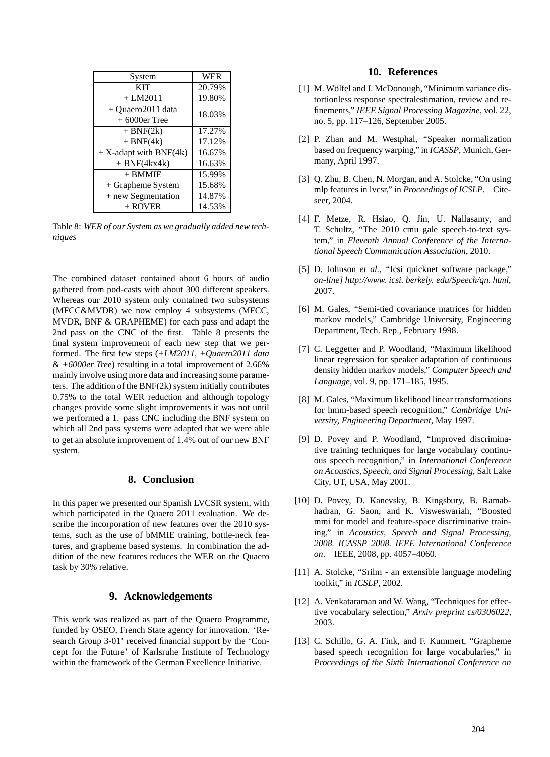| System | WER |
| --- | --- |
| KIT | 20.79% |
| + LM2011 | 19.80% |
| + Quaero2011 data + 6000er Tree | 18.03% |
| + BNF(2k) | 17.27% |
| + BNF(4k) | 17.12% |
| + X-adapt with BNF(4k) | 16.67% |
| + BNF(4kx4k) | 16.63% |
| + BMMIE | 15.99% |
| + Grapheme System | 15.68% |
| + new Segmentation | 14.87% |
| + ROVER | 14.53% |

Table 8: *WER of our System as we gradually added new techniques*

The combined dataset contained about 6 hours of audio gathered from pod-casts with about 300 different speakers. Whereas our 2010 system only contained two subsystems (MFCC&MVDR) we now employ 4 subsystems (MFCC, MVDR, BNF & GRAPHEME) for each pass and adapt the 2nd pass on the CNC of the first. Table 8 presents the final system improvement of each new step that we performed. The first few steps (*+LM2011*, *+Quaero2011 data* & *+6000er Tree*) resulting in a total improvement of 2.66% mainly involve using more data and increasing some parameters. The addition of the BNF(2k) system initially contributes 0.75% to the total WER reduction and although topology changes provide some slight improvements it was not until we performed a 1. pass CNC including the BNF system on which all 2nd pass systems were adapted that we were able to get an absolute improvement of 1.4% out of our new BNF system.

## 8. Conclusion

In this paper we presented our Spanish LVCSR system, with which participated in the Quaero 2011 evaluation. We describe the incorporation of new features over the 2010 systems, such as the use of bMMIE training, bottle-neck features, and grapheme based systems. In combination the addition of the new features reduces the WER on the Quaero task by 30% relative.

## 9. Acknowledgements

This work was realized as part of the Quaero Programme, funded by OSEO, French State agency for innovation. 'Research Group 3-01' received financial support by the 'Concept for the Future' of Karlsruhe Institute of Technology within the framework of the German Excellence Initiative.

## 10. References

[1] M. Wölfel and J. McDonough, "Minimum variance distortionless response spectralestimation, review and refinements," *IEEE Signal Processing Magazine*, vol. 22, no. 5, pp. 117–126, September 2005.

[2] P. Zhan and M. Westphal, "Speaker normalization based on frequency warping," in *ICASSP*, Munich, Germany, April 1997.

[3] Q. Zhu, B. Chen, N. Morgan, and A. Stolcke, "On using mlp features in lvcsr," in *Proceedings of ICSLP*. Citeseer, 2004.

[4] F. Metze, R. Hsiao, Q. Jin, U. Nallasamy, and T. Schultz, "The 2010 cmu gale speech-to-text system," in *Eleventh Annual Conference of the International Speech Communication Association*, 2010.

[5] D. Johnson *et al.*, "Icsi quicknet software package," *on-line] http://www. icsi. berkely. edu/Speech/qn. html*, 2007.

[6] M. Gales, "Semi-tied covariance matrices for hidden markov models," Cambridge University, Engineering Department, Tech. Rep., February 1998.

[7] C. Leggetter and P. Woodland, "Maximum likelihood linear regression for speaker adaptation of continuous density hidden markov models," *Computer Speech and Language*, vol. 9, pp. 171–185, 1995.

[8] M. Gales, "Maximum likelihood linear transformations for hmm-based speech recognition," *Cambridge University, Engineering Department*, May 1997.

[9] D. Povey and P. Woodland, "Improved discriminative training techniques for large vocabulary continuous speech recognition," in *International Conference on Acoustics, Speech, and Signal Processing*, Salt Lake City, UT, USA, May 2001.

[10] D. Povey, D. Kanevsky, B. Kingsbury, B. Ramabhadran, G. Saon, and K. Visweswariah, "Boosted mmi for model and feature-space discriminative training," in *Acoustics, Speech and Signal Processing, 2008. ICASSP 2008. IEEE International Conference on*. IEEE, 2008, pp. 4057–4060.

[11] A. Stolcke, "Srilm - an extensible language modeling toolkit," in *ICSLP*, 2002.

[12] A. Venkataraman and W. Wang, "Techniques for effective vocabulary selection," *Arxiv preprint cs/0306022*, 2003.

[13] C. Schillo, G. A. Fink, and F. Kummert, "Grapheme based speech recognition for large vocabularies," in *Proceedings of the Sixth International Conference on*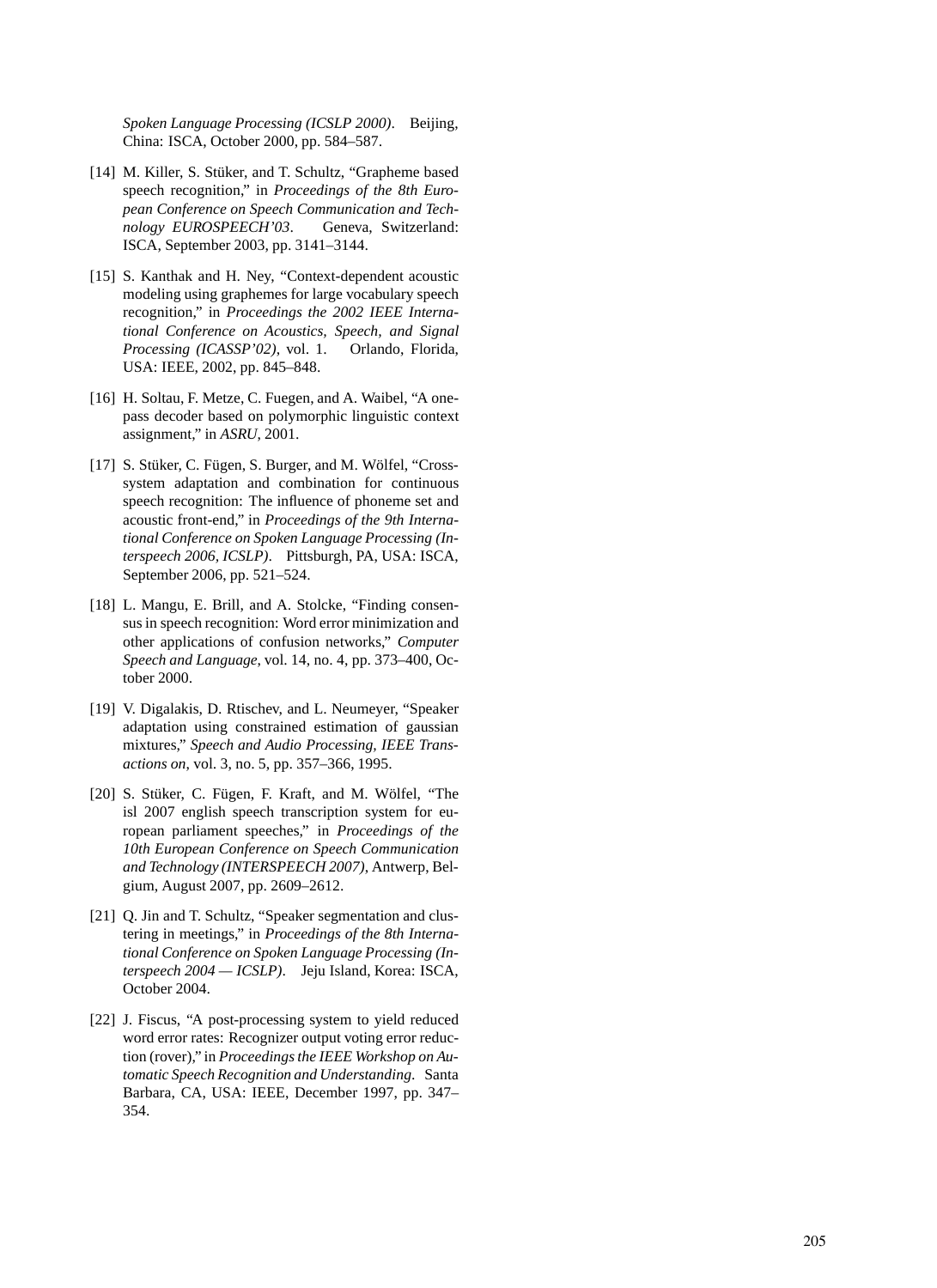*Spoken Language Processing (ICSLP 2000)*. Beijing, China: ISCA, October 2000, pp. 584–587.

[14] M. Killer, S. Stüker, and T. Schultz, "Grapheme based speech recognition," in *Proceedings of the 8th European Conference on Speech Communication and Technology EUROSPEECH'03*. Geneva, Switzerland: ISCA, September 2003, pp. 3141–3144.

[15] S. Kanthak and H. Ney, "Context-dependent acoustic modeling using graphemes for large vocabulary speech recognition," in *Proceedings the 2002 IEEE International Conference on Acoustics, Speech, and Signal Processing (ICASSP'02)*, vol. 1. Orlando, Florida, USA: IEEE, 2002, pp. 845–848.

[16] H. Soltau, F. Metze, C. Fuegen, and A. Waibel, "A one-pass decoder based on polymorphic linguistic context assignment," in *ASRU*, 2001.

[17] S. Stüker, C. Fügen, S. Burger, and M. Wölfel, "Cross-system adaptation and combination for continuous speech recognition: The influence of phoneme set and acoustic front-end," in *Proceedings of the 9th International Conference on Spoken Language Processing (Interspeech 2006, ICSLP)*. Pittsburgh, PA, USA: ISCA, September 2006, pp. 521–524.

[18] L. Mangu, E. Brill, and A. Stolcke, "Finding consensus in speech recognition: Word error minimization and other applications of confusion networks," *Computer Speech and Language*, vol. 14, no. 4, pp. 373–400, October 2000.

[19] V. Digalakis, D. Rtischev, and L. Neumeyer, "Speaker adaptation using constrained estimation of gaussian mixtures," *Speech and Audio Processing, IEEE Transactions on*, vol. 3, no. 5, pp. 357–366, 1995.

[20] S. Stüker, C. Fügen, F. Kraft, and M. Wölfel, "The isl 2007 english speech transcription system for european parliament speeches," in *Proceedings of the 10th European Conference on Speech Communication and Technology (INTERSPEECH 2007)*, Antwerp, Belgium, August 2007, pp. 2609–2612.

[21] Q. Jin and T. Schultz, "Speaker segmentation and clustering in meetings," in *Proceedings of the 8th International Conference on Spoken Language Processing (Interspeech 2004 — ICSLP)*. Jeju Island, Korea: ISCA, October 2004.

[22] J. Fiscus, "A post-processing system to yield reduced word error rates: Recognizer output voting error reduction (rover)," in *Proceedings the IEEE Workshop on Automatic Speech Recognition and Understanding*. Santa Barbara, CA, USA: IEEE, December 1997, pp. 347–354.